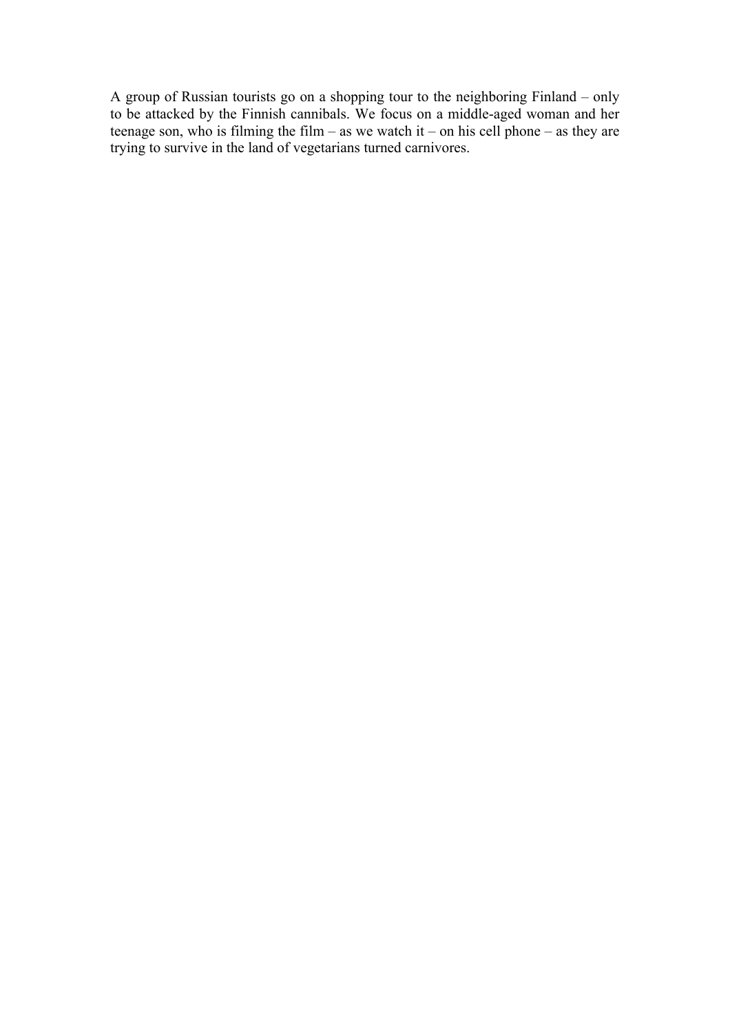A group of Russian tourists go on a shopping tour to the neighboring Finland – only to be attacked by the Finnish cannibals. We focus on a middle-aged woman and her teenage son, who is filming the film – as we watch it – on his cell phone – as they are trying to survive in the land of vegetarians turned carnivores.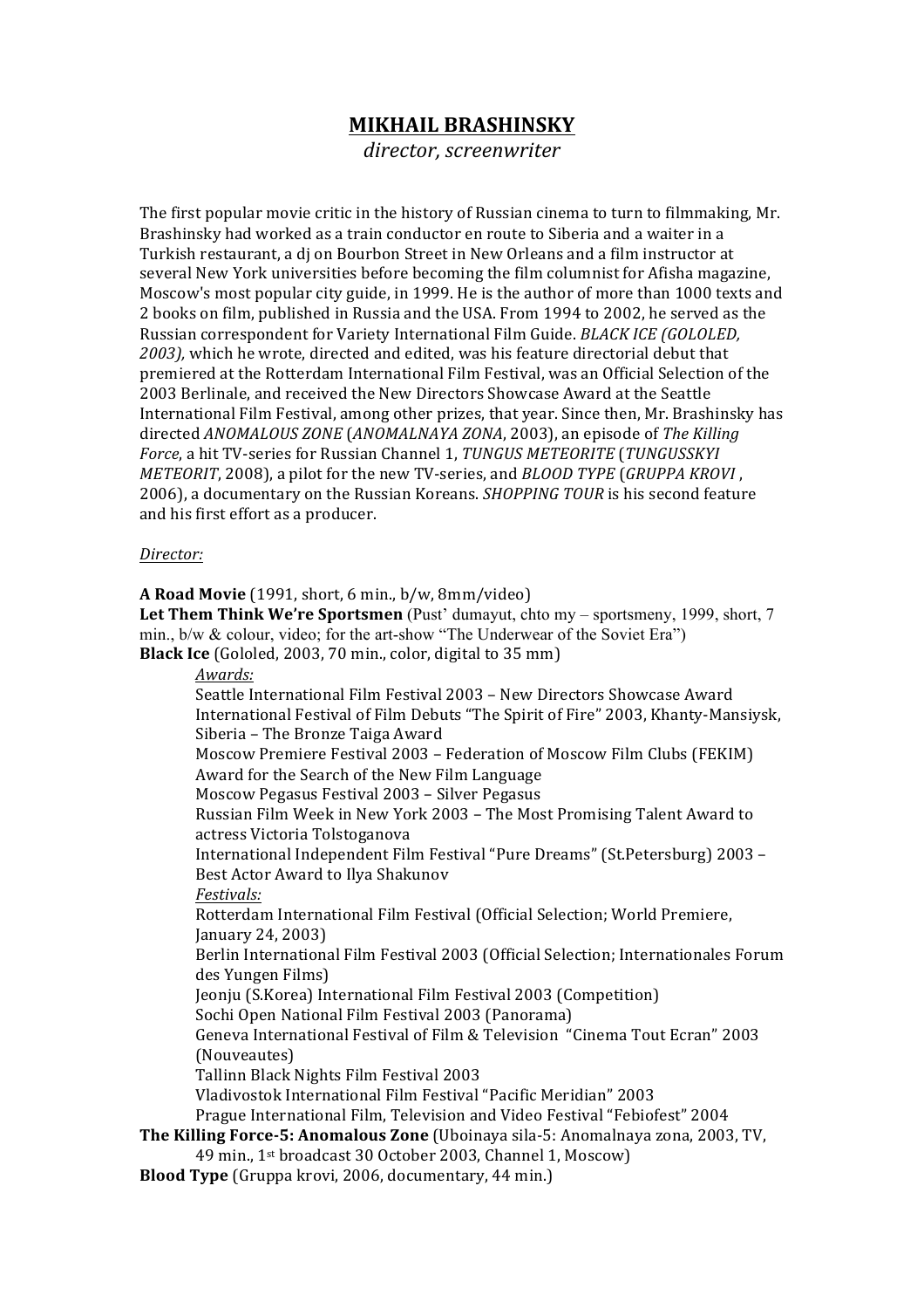# MIKHAIL BRASHINSKY

*director, screenwriter*

The first popular movie critic in the history of Russian cinema to turn to filmmaking, Mr. Brashinsky had worked as a train conductor en route to Siberia and a waiter in a Turkish restaurant, a dj on Bourbon Street in New Orleans and a film instructor at several New York universities before becoming the film columnist for Afisha magazine, Moscow's most popular city guide, in 1999. He is the author of more than 1000 texts and 2 books on film, published in Russia and the USA. From 1994 to 2002, he served as the Russian correspondent for Variety International Film Guide. *BLACK ICE (GOLOLED, 2003),* which he wrote, directed and edited, was his feature directorial debut that premiered at the Rotterdam International Film Festival, was an Official Selection of the 2003 Berlinale, and received the New Directors Showcase Award at the Seattle International Film Festival, among other prizes, that year. Since then, Mr. Brashinsky has directed *ANOMALOUS ZONE* (*ANOMALNAYA ZONA*, 2003), an episode of *The Killing Force*, a hit TV-series for Russian Channel 1, *TUNGUS METEORITE* (*TUNGUSSKYI METEORIT*, 2008), a pilot for the new TV-series, and *BLOOD TYPE* (*GRUPPA KROVI* , 2006), a documentary on the Russian Koreans. *SHOPPING TOUR* is his second feature and his first effort as a producer.

*Director:*

**A Road Movie** (1991, short, 6 min., b/w, 8mm/video)

**Let Them Think We're Sportsmen** (Pust' dumayut, chto my – sportsmeny, 1999, short, 7 min., b/w & colour, video; for the art-show "The Underwear of the Soviet Era")

**Black Ice** (Gololed, 2003, 70 min., color, digital to 35 mm)

*Awards:*

Seattle International Film Festival 2003 – New Directors Showcase Award
International Festival of Film Debuts "The Spirit of Fire" 2003, Khanty-Mansiysk, Siberia – The Bronze Taiga Award
Moscow Premiere Festival 2003 – Federation of Moscow Film Clubs (FEKIM) Award for the Search of the New Film Language
Moscow Pegasus Festival 2003 – Silver Pegasus
Russian Film Week in New York 2003 – The Most Promising Talent Award to actress Victoria Tolstoganova
International Independent Film Festival "Pure Dreams" (St.Petersburg) 2003 – Best Actor Award to Ilya Shakunov

*Festivals:*

Rotterdam International Film Festival (Official Selection; World Premiere, January 24, 2003)
Berlin International Film Festival 2003 (Official Selection; Internationales Forum des Yungen Films)
Jeonju (S.Korea) International Film Festival 2003 (Competition)
Sochi Open National Film Festival 2003 (Panorama)
Geneva International Festival of Film & Television "Cinema Tout Ecran" 2003 (Nouveautes)
Tallinn Black Nights Film Festival 2003
Vladivostok International Film Festival "Pacific Meridian" 2003
Prague International Film, Television and Video Festival "Febiofest" 2004

**The Killing Force-5: Anomalous Zone** (Uboinaya sila-5: Anomalnaya zona, 2003, TV, 49 min., 1st broadcast 30 October 2003, Channel 1, Moscow)

**Blood Type** (Gruppa krovi, 2006, documentary, 44 min.)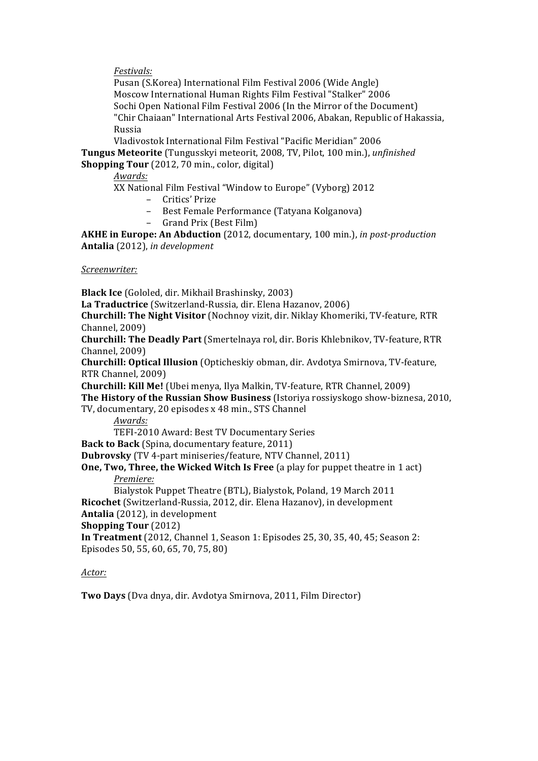*Festivals:*

Pusan (S.Korea) International Film Festival 2006 (Wide Angle)
Moscow International Human Rights Film Festival "Stalker" 2006
Sochi Open National Film Festival 2006 (In the Mirror of the Document)
"Chir Chaiaan" International Arts Festival 2006, Abakan, Republic of Hakassia, Russia
Vladivostok International Film Festival "Pacific Meridian" 2006

**Tungus Meteorite** (Tungusskyi meteorit, 2008, TV, Pilot, 100 min.), *unfinished*
**Shopping Tour** (2012, 70 min., color, digital)

*Awards:*

XX National Film Festival "Window to Europe" (Vyborg) 2012

- Critics' Prize
- Best Female Performance (Tatyana Kolganova)
- Grand Prix (Best Film)

**AKHE in Europe: An Abduction** (2012, documentary, 100 min.), *in post-production*
**Antalia** (2012), *in development*

*Screenwriter:*

**Black Ice** (Gololed, dir. Mikhail Brashinsky, 2003)
**La Traductrice** (Switzerland-Russia, dir. Elena Hazanov, 2006)
**Churchill: The Night Visitor** (Nochnoy vizit, dir. Niklay Khomeriki, TV-feature, RTR Channel, 2009)
**Churchill: The Deadly Part** (Smertelnaya rol, dir. Boris Khlebnikov, TV-feature, RTR Channel, 2009)
**Churchill: Optical Illusion** (Opticheskiy obman, dir. Avdotya Smirnova, TV-feature, RTR Channel, 2009)
**Churchill: Kill Me!** (Ubei menya, Ilya Malkin, TV-feature, RTR Channel, 2009)
**The History of the Russian Show Business** (Istoriya rossiyskogo show-biznesa, 2010, TV, documentary, 20 episodes x 48 min., STS Channel

*Awards:*

TEFI-2010 Award: Best TV Documentary Series

**Back to Back** (Spina, documentary feature, 2011)
**Dubrovsky** (TV 4-part miniseries/feature, NTV Channel, 2011)
**One, Two, Three, the Wicked Witch Is Free** (a play for puppet theatre in 1 act)

*Premiere:*

Bialystok Puppet Theatre (BTL), Bialystok, Poland, 19 March 2011

**Ricochet** (Switzerland-Russia, 2012, dir. Elena Hazanov), in development
**Antalia** (2012), in development
**Shopping Tour** (2012)
**In Treatment** (2012, Channel 1, Season 1: Episodes 25, 30, 35, 40, 45; Season 2: Episodes 50, 55, 60, 65, 70, 75, 80)

*Actor:*

**Two Days** (Dva dnya, dir. Avdotya Smirnova, 2011, Film Director)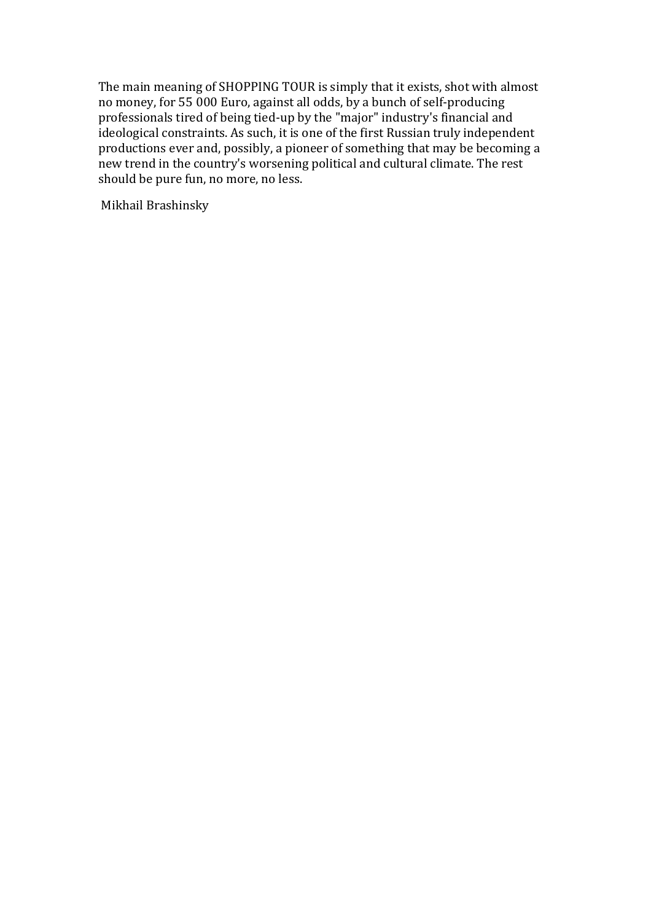The main meaning of SHOPPING TOUR is simply that it exists, shot with almost no money, for 55 000 Euro, against all odds, by a bunch of self-producing professionals tired of being tied-up by the "major" industry's financial and ideological constraints. As such, it is one of the first Russian truly independent productions ever and, possibly, a pioneer of something that may be becoming a new trend in the country's worsening political and cultural climate. The rest should be pure fun, no more, no less.

Mikhail Brashinsky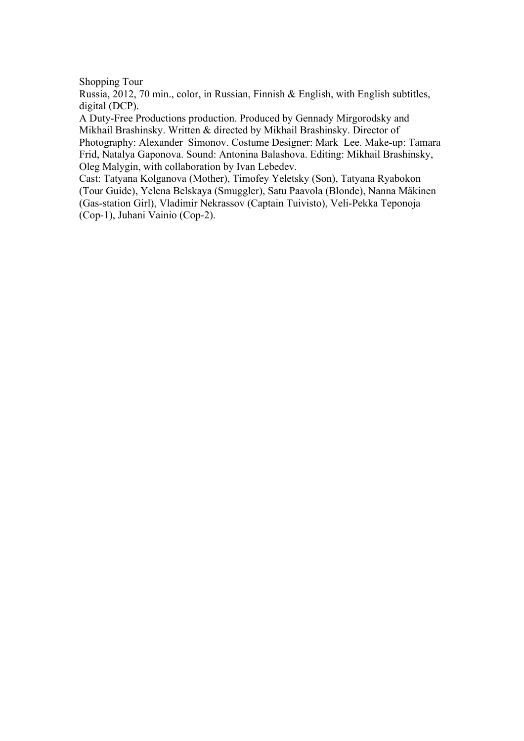Shopping Tour

Russia, 2012, 70 min., color, in Russian, Finnish & English, with English subtitles, digital (DCP).

A Duty-Free Productions production. Produced by Gennady Mirgorodsky and Mikhail Brashinsky. Written & directed by Mikhail Brashinsky. Director of Photography: Alexander Simonov. Costume Designer: Mark Lee. Make-up: Tamara Frid, Natalya Gaponova. Sound: Antonina Balashova. Editing: Mikhail Brashinsky, Oleg Malygin, with collaboration by Ivan Lebedev.

Cast: Tatyana Kolganova (Mother), Timofey Yeletsky (Son), Tatyana Ryabokon (Tour Guide), Yelena Belskaya (Smuggler), Satu Paavola (Blonde), Nanna Mäkinen (Gas-station Girl), Vladimir Nekrassov (Captain Tuivisto), Veli-Pekka Teponoja (Cop-1), Juhani Vainio (Cop-2).